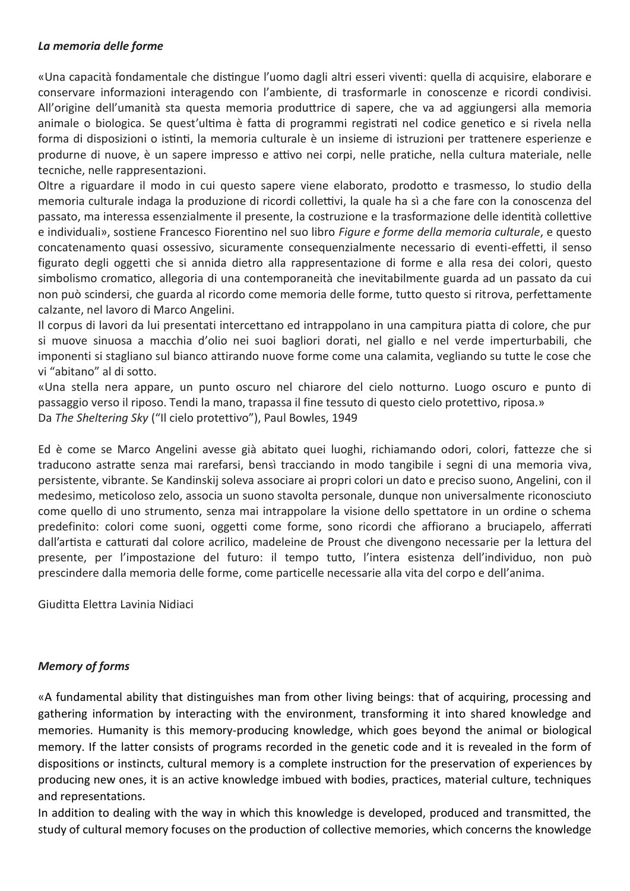***La memoria delle forme***

«Una capacità fondamentale che distingue l'uomo dagli altri esseri viventi: quella di acquisire, elaborare e conservare informazioni interagendo con l'ambiente, di trasformarle in conoscenze e ricordi condivisi. All'origine dell'umanità sta questa memoria produttrice di sapere, che va ad aggiungersi alla memoria animale o biologica. Se quest'ultima è fatta di programmi registrati nel codice genetico e si rivela nella forma di disposizioni o istinti, la memoria culturale è un insieme di istruzioni per trattenere esperienze e produrne di nuove, è un sapere impresso e attivo nei corpi, nelle pratiche, nella cultura materiale, nelle tecniche, nelle rappresentazioni.

Oltre a riguardare il modo in cui questo sapere viene elaborato, prodotto e trasmesso, lo studio della memoria culturale indaga la produzione di ricordi collettivi, la quale ha sì a che fare con la conoscenza del passato, ma interessa essenzialmente il presente, la costruzione e la trasformazione delle identità collettive e individuali», sostiene Francesco Fiorentino nel suo libro *Figure e forme della memoria culturale*, e questo concatenamento quasi ossessivo, sicuramente consequenzialmente necessario di eventi-effetti, il senso figurato degli oggetti che si annida dietro alla rappresentazione di forme e alla resa dei colori, questo simbolismo cromatico, allegoria di una contemporaneità che inevitabilmente guarda ad un passato da cui non può scindersi, che guarda al ricordo come memoria delle forme, tutto questo si ritrova, perfettamente calzante, nel lavoro di Marco Angelini.

Il corpus di lavori da lui presentati intercettano ed intrappolano in una campitura piatta di colore, che pur si muove sinuosa a macchia d'olio nei suoi bagliori dorati, nel giallo e nel verde imperturbabili, che imponenti si stagliano sul bianco attirando nuove forme come una calamita, vegliando su tutte le cose che vi "abitano" al di sotto.

«Una stella nera appare, un punto oscuro nel chiarore del cielo notturno. Luogo oscuro e punto di passaggio verso il riposo. Tendi la mano, trapassa il fine tessuto di questo cielo protettivo, riposa.»
Da *The Sheltering Sky* ("Il cielo protettivo"), Paul Bowles, 1949

Ed è come se Marco Angelini avesse già abitato quei luoghi, richiamando odori, colori, fattezze che si traducono astratte senza mai rarefarsi, bensì tracciando in modo tangibile i segni di una memoria viva, persistente, vibrante. Se Kandinskij soleva associare ai propri colori un dato e preciso suono, Angelini, con il medesimo, meticoloso zelo, associa un suono stavolta personale, dunque non universalmente riconosciuto come quello di uno strumento, senza mai intrappolare la visione dello spettatore in un ordine o schema predefinito: colori come suoni, oggetti come forme, sono ricordi che affiorano a bruciapelo, afferrati dall'artista e catturati dal colore acrilico, madeleine de Proust che divengono necessarie per la lettura del presente, per l'impostazione del futuro: il tempo tutto, l'intera esistenza dell'individuo, non può prescindere dalla memoria delle forme, come particelle necessarie alla vita del corpo e dell'anima.

Giuditta Elettra Lavinia Nidiaci

***Memory of forms***

«A fundamental ability that distinguishes man from other living beings: that of acquiring, processing and gathering information by interacting with the environment, transforming it into shared knowledge and memories. Humanity is this memory-producing knowledge, which goes beyond the animal or biological memory. If the latter consists of programs recorded in the genetic code and it is revealed in the form of dispositions or instincts, cultural memory is a complete instruction for the preservation of experiences by producing new ones, it is an active knowledge imbued with bodies, practices, material culture, techniques and representations.

In addition to dealing with the way in which this knowledge is developed, produced and transmitted, the study of cultural memory focuses on the production of collective memories, which concerns the knowledge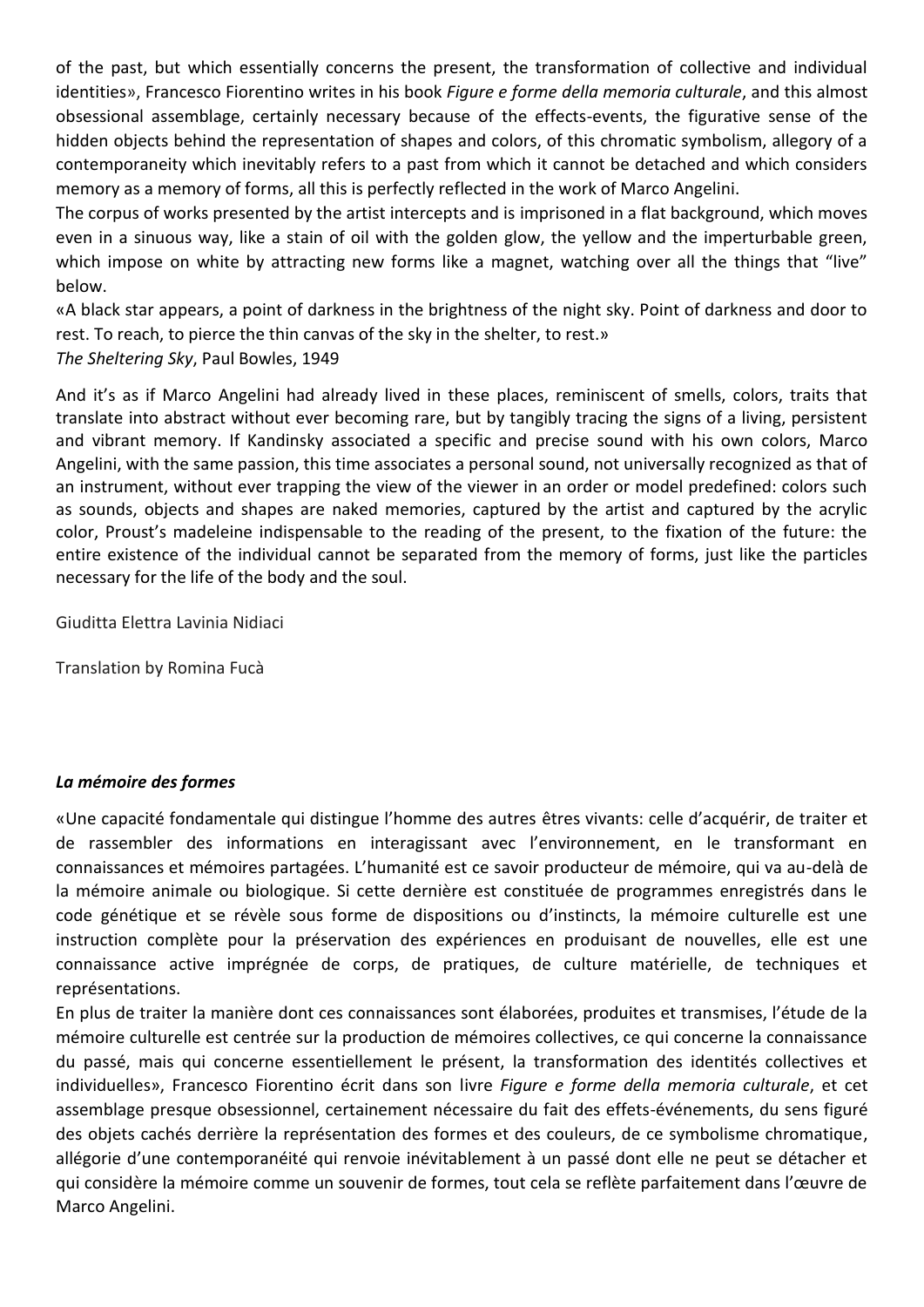of the past, but which essentially concerns the present, the transformation of collective and individual identities», Francesco Fiorentino writes in his book *Figure e forme della memoria culturale*, and this almost obsessional assemblage, certainly necessary because of the effects-events, the figurative sense of the hidden objects behind the representation of shapes and colors, of this chromatic symbolism, allegory of a contemporaneity which inevitably refers to a past from which it cannot be detached and which considers memory as a memory of forms, all this is perfectly reflected in the work of Marco Angelini.

The corpus of works presented by the artist intercepts and is imprisoned in a flat background, which moves even in a sinuous way, like a stain of oil with the golden glow, the yellow and the imperturbable green, which impose on white by attracting new forms like a magnet, watching over all the things that "live" below.

«A black star appears, a point of darkness in the brightness of the night sky. Point of darkness and door to rest. To reach, to pierce the thin canvas of the sky in the shelter, to rest.»
*The Sheltering Sky*, Paul Bowles, 1949

And it's as if Marco Angelini had already lived in these places, reminiscent of smells, colors, traits that translate into abstract without ever becoming rare, but by tangibly tracing the signs of a living, persistent and vibrant memory. If Kandinsky associated a specific and precise sound with his own colors, Marco Angelini, with the same passion, this time associates a personal sound, not universally recognized as that of an instrument, without ever trapping the view of the viewer in an order or model predefined: colors such as sounds, objects and shapes are naked memories, captured by the artist and captured by the acrylic color, Proust's madeleine indispensable to the reading of the present, to the fixation of the future: the entire existence of the individual cannot be separated from the memory of forms, just like the particles necessary for the life of the body and the soul.

Giuditta Elettra Lavinia Nidiaci

Translation by Romina Fucà

### *La mémoire des formes*

«Une capacité fondamentale qui distingue l'homme des autres êtres vivants: celle d'acquérir, de traiter et de rassembler des informations en interagissant avec l'environnement, en le transformant en connaissances et mémoires partagées. L'humanité est ce savoir producteur de mémoire, qui va au-delà de la mémoire animale ou biologique. Si cette dernière est constituée de programmes enregistrés dans le code génétique et se révèle sous forme de dispositions ou d'instincts, la mémoire culturelle est une instruction complète pour la préservation des expériences en produisant de nouvelles, elle est une connaissance active imprégnée de corps, de pratiques, de culture matérielle, de techniques et représentations.

En plus de traiter la manière dont ces connaissances sont élaborées, produites et transmises, l'étude de la mémoire culturelle est centrée sur la production de mémoires collectives, ce qui concerne la connaissance du passé, mais qui concerne essentiellement le présent, la transformation des identités collectives et individuelles», Francesco Fiorentino écrit dans son livre *Figure e forme della memoria culturale*, et cet assemblage presque obsessionnel, certainement nécessaire du fait des effets-événements, du sens figuré des objets cachés derrière la représentation des formes et des couleurs, de ce symbolisme chromatique, allégorie d'une contemporanéité qui renvoie inévitablement à un passé dont elle ne peut se détacher et qui considère la mémoire comme un souvenir de formes, tout cela se reflète parfaitement dans l'œuvre de Marco Angelini.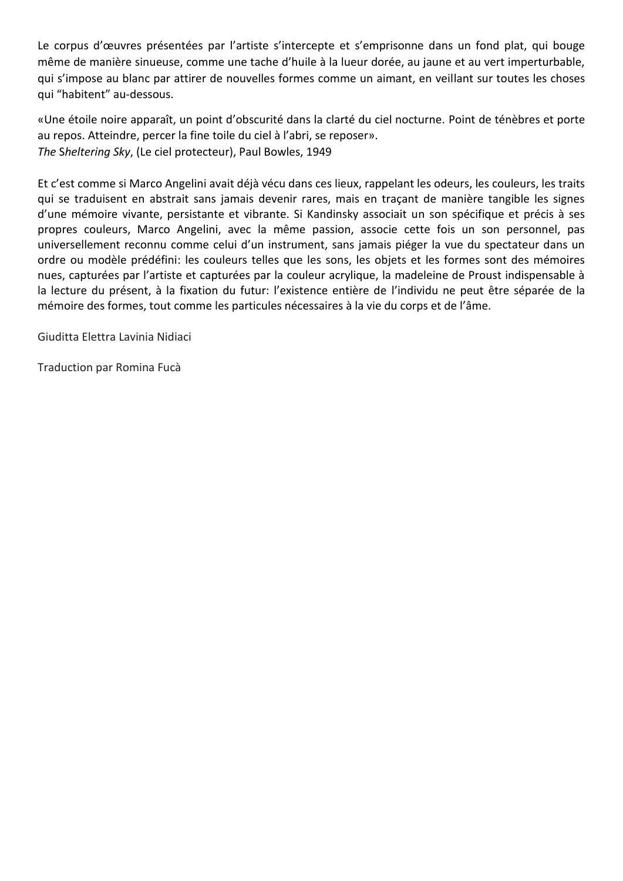Le corpus d'œuvres présentées par l'artiste s'intercepte et s'emprisonne dans un fond plat, qui bouge même de manière sinueuse, comme une tache d'huile à la lueur dorée, au jaune et au vert imperturbable, qui s'impose au blanc par attirer de nouvelles formes comme un aimant, en veillant sur toutes les choses qui "habitent" au-dessous.

«Une étoile noire apparaît, un point d'obscurité dans la clarté du ciel nocturne. Point de ténèbres et porte au repos. Atteindre, percer la fine toile du ciel à l'abri, se reposer».
*The Sheltering Sky*, (Le ciel protecteur), Paul Bowles, 1949

Et c'est comme si Marco Angelini avait déjà vécu dans ces lieux, rappelant les odeurs, les couleurs, les traits qui se traduisent en abstrait sans jamais devenir rares, mais en traçant de manière tangible les signes d'une mémoire vivante, persistante et vibrante. Si Kandinsky associait un son spécifique et précis à ses propres couleurs, Marco Angelini, avec la même passion, associe cette fois un son personnel, pas universellement reconnu comme celui d'un instrument, sans jamais piéger la vue du spectateur dans un ordre ou modèle prédéfini: les couleurs telles que les sons, les objets et les formes sont des mémoires nues, capturées par l'artiste et capturées par la couleur acrylique, la madeleine de Proust indispensable à la lecture du présent, à la fixation du futur: l'existence entière de l'individu ne peut être séparée de la mémoire des formes, tout comme les particules nécessaires à la vie du corps et de l'âme.

Giuditta Elettra Lavinia Nidiaci

Traduction par Romina Fucà